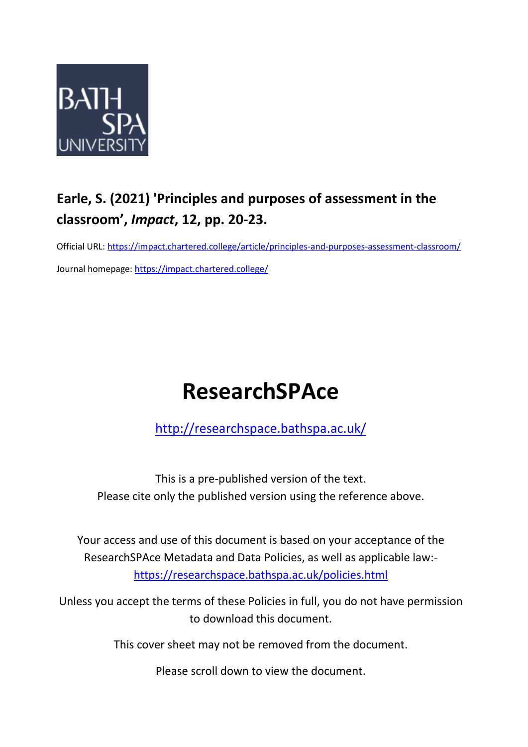BATH SPA UNIVERSITY

**Earle, S. (2021) 'Principles and purposes of assessment in the classroom', *Impact*, 12, pp. 20-23.**

Official URL: https://impact.chartered.college/article/principles-and-purposes-assessment-classroom/

Journal homepage: https://impact.chartered.college/

# ResearchSPAce

http://researchspace.bathspa.ac.uk/

This is a pre-published version of the text.
Please cite only the published version using the reference above.

Your access and use of this document is based on your acceptance of the ResearchSPAce Metadata and Data Policies, as well as applicable law:-
https://researchspace.bathspa.ac.uk/policies.html

Unless you accept the terms of these Policies in full, you do not have permission to download this document.

This cover sheet may not be removed from the document.

Please scroll down to view the document.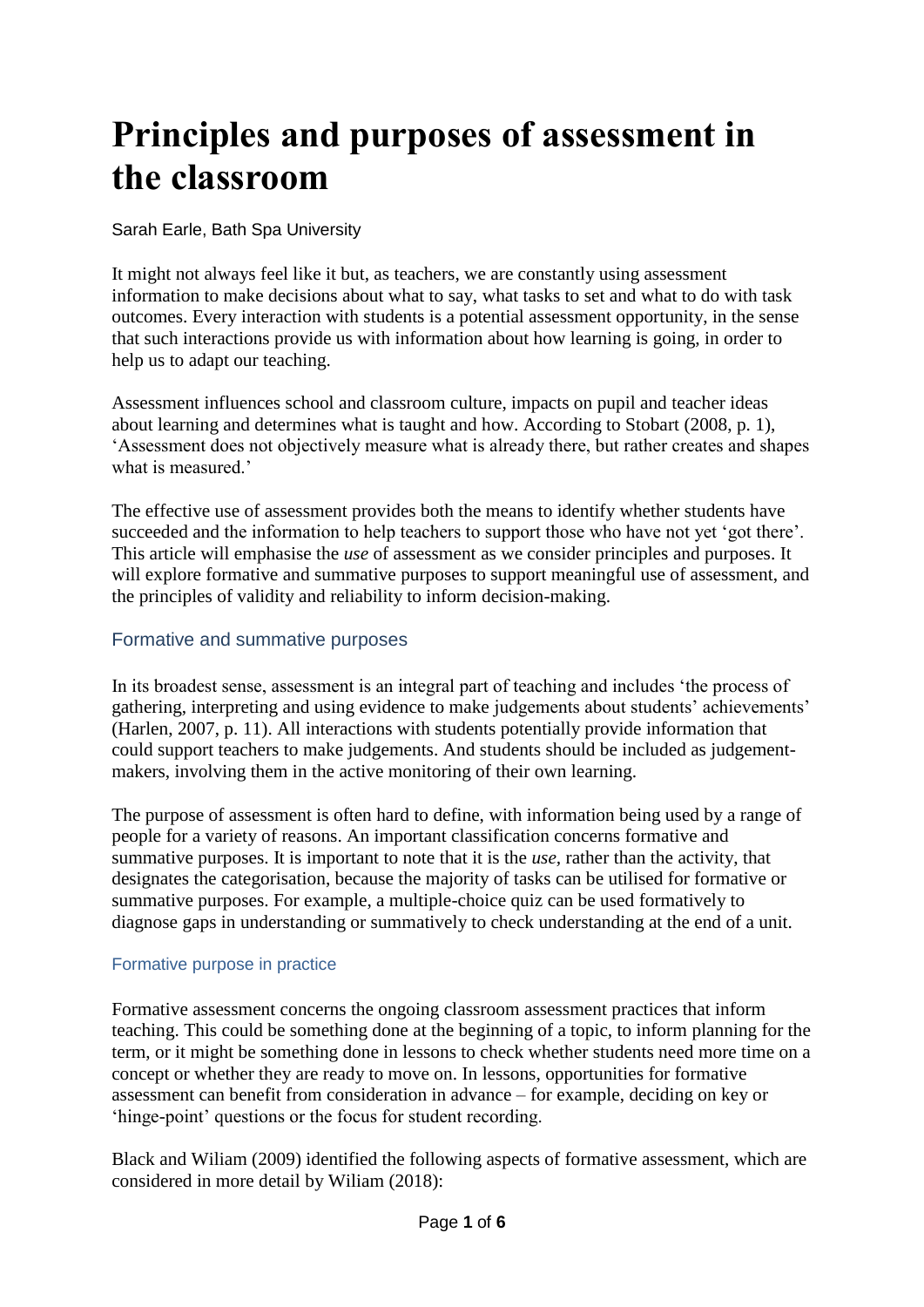# Principles and purposes of assessment in the classroom

Sarah Earle, Bath Spa University

It might not always feel like it but, as teachers, we are constantly using assessment information to make decisions about what to say, what tasks to set and what to do with task outcomes. Every interaction with students is a potential assessment opportunity, in the sense that such interactions provide us with information about how learning is going, in order to help us to adapt our teaching.

Assessment influences school and classroom culture, impacts on pupil and teacher ideas about learning and determines what is taught and how. According to Stobart (2008, p. 1), 'Assessment does not objectively measure what is already there, but rather creates and shapes what is measured.'

The effective use of assessment provides both the means to identify whether students have succeeded and the information to help teachers to support those who have not yet 'got there'. This article will emphasise the *use* of assessment as we consider principles and purposes. It will explore formative and summative purposes to support meaningful use of assessment, and the principles of validity and reliability to inform decision-making.

## Formative and summative purposes

In its broadest sense, assessment is an integral part of teaching and includes 'the process of gathering, interpreting and using evidence to make judgements about students' achievements' (Harlen, 2007, p. 11). All interactions with students potentially provide information that could support teachers to make judgements. And students should be included as judgement-makers, involving them in the active monitoring of their own learning.

The purpose of assessment is often hard to define, with information being used by a range of people for a variety of reasons. An important classification concerns formative and summative purposes. It is important to note that it is the *use*, rather than the activity, that designates the categorisation, because the majority of tasks can be utilised for formative or summative purposes. For example, a multiple-choice quiz can be used formatively to diagnose gaps in understanding or summatively to check understanding at the end of a unit.

### Formative purpose in practice

Formative assessment concerns the ongoing classroom assessment practices that inform teaching. This could be something done at the beginning of a topic, to inform planning for the term, or it might be something done in lessons to check whether students need more time on a concept or whether they are ready to move on. In lessons, opportunities for formative assessment can benefit from consideration in advance – for example, deciding on key or 'hinge-point' questions or the focus for student recording.

Black and Wiliam (2009) identified the following aspects of formative assessment, which are considered in more detail by Wiliam (2018):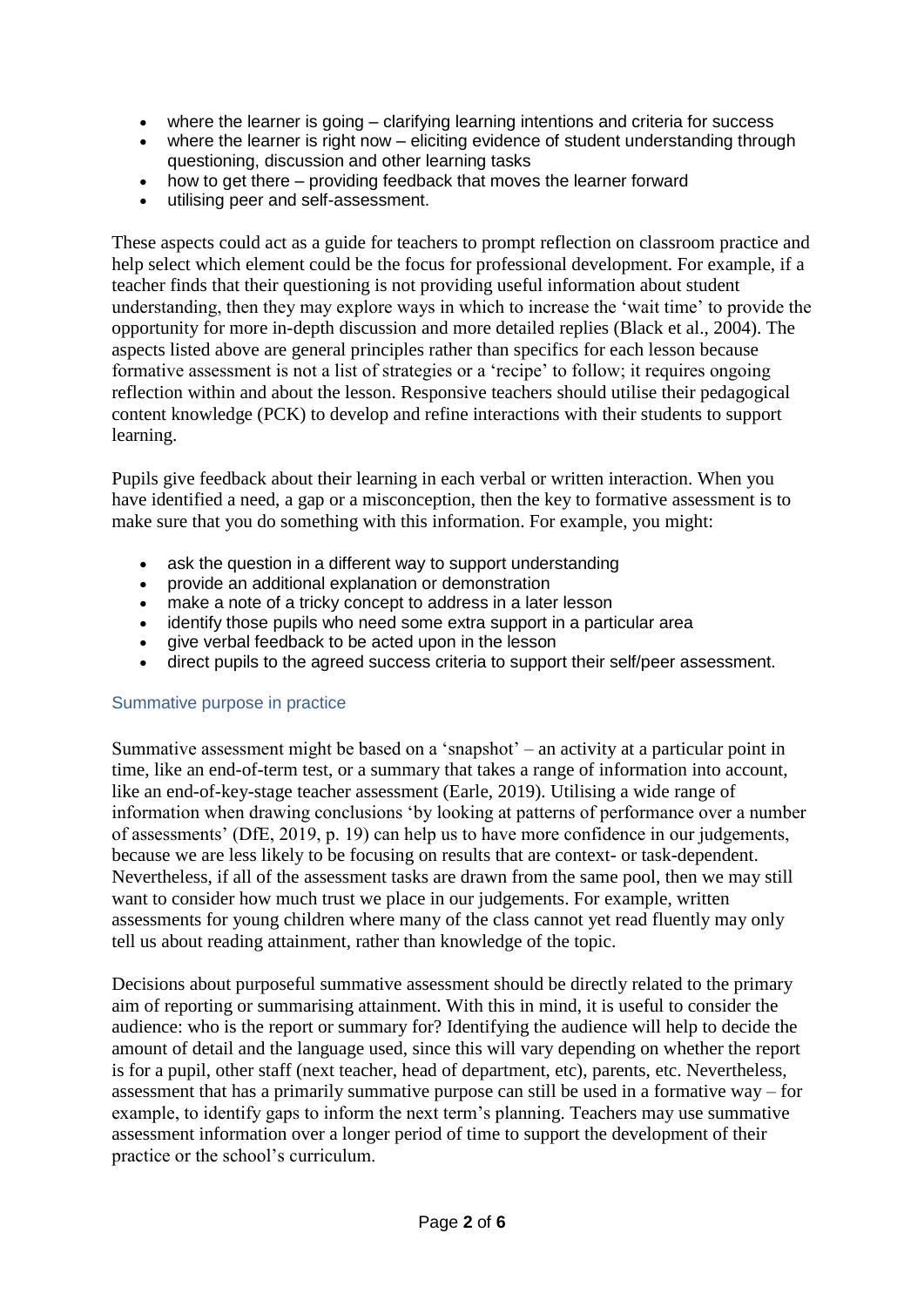- where the learner is going – clarifying learning intentions and criteria for success
- where the learner is right now – eliciting evidence of student understanding through questioning, discussion and other learning tasks
- how to get there – providing feedback that moves the learner forward
- utilising peer and self-assessment.

These aspects could act as a guide for teachers to prompt reflection on classroom practice and help select which element could be the focus for professional development. For example, if a teacher finds that their questioning is not providing useful information about student understanding, then they may explore ways in which to increase the 'wait time' to provide the opportunity for more in-depth discussion and more detailed replies (Black et al., 2004). The aspects listed above are general principles rather than specifics for each lesson because formative assessment is not a list of strategies or a 'recipe' to follow; it requires ongoing reflection within and about the lesson. Responsive teachers should utilise their pedagogical content knowledge (PCK) to develop and refine interactions with their students to support learning.

Pupils give feedback about their learning in each verbal or written interaction. When you have identified a need, a gap or a misconception, then the key to formative assessment is to make sure that you do something with this information. For example, you might:

- ask the question in a different way to support understanding
- provide an additional explanation or demonstration
- make a note of a tricky concept to address in a later lesson
- identify those pupils who need some extra support in a particular area
- give verbal feedback to be acted upon in the lesson
- direct pupils to the agreed success criteria to support their self/peer assessment.

### Summative purpose in practice

Summative assessment might be based on a 'snapshot' – an activity at a particular point in time, like an end-of-term test, or a summary that takes a range of information into account, like an end-of-key-stage teacher assessment (Earle, 2019). Utilising a wide range of information when drawing conclusions 'by looking at patterns of performance over a number of assessments' (DfE, 2019, p. 19) can help us to have more confidence in our judgements, because we are less likely to be focusing on results that are context- or task-dependent. Nevertheless, if all of the assessment tasks are drawn from the same pool, then we may still want to consider how much trust we place in our judgements. For example, written assessments for young children where many of the class cannot yet read fluently may only tell us about reading attainment, rather than knowledge of the topic.

Decisions about purposeful summative assessment should be directly related to the primary aim of reporting or summarising attainment. With this in mind, it is useful to consider the audience: who is the report or summary for? Identifying the audience will help to decide the amount of detail and the language used, since this will vary depending on whether the report is for a pupil, other staff (next teacher, head of department, etc), parents, etc. Nevertheless, assessment that has a primarily summative purpose can still be used in a formative way – for example, to identify gaps to inform the next term's planning. Teachers may use summative assessment information over a longer period of time to support the development of their practice or the school's curriculum.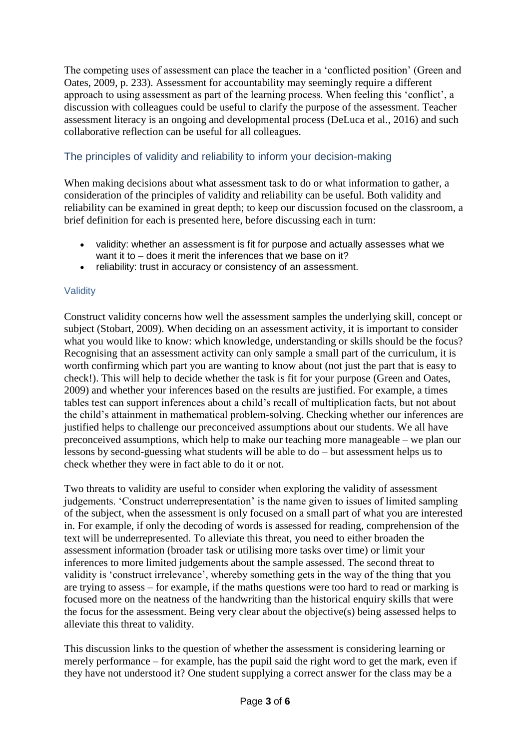The competing uses of assessment can place the teacher in a 'conflicted position' (Green and Oates, 2009, p. 233). Assessment for accountability may seemingly require a different approach to using assessment as part of the learning process. When feeling this 'conflict', a discussion with colleagues could be useful to clarify the purpose of the assessment. Teacher assessment literacy is an ongoing and developmental process (DeLuca et al., 2016) and such collaborative reflection can be useful for all colleagues.

## The principles of validity and reliability to inform your decision-making

When making decisions about what assessment task to do or what information to gather, a consideration of the principles of validity and reliability can be useful. Both validity and reliability can be examined in great depth; to keep our discussion focused on the classroom, a brief definition for each is presented here, before discussing each in turn:

- validity: whether an assessment is fit for purpose and actually assesses what we want it to – does it merit the inferences that we base on it?
- reliability: trust in accuracy or consistency of an assessment.

### Validity

Construct validity concerns how well the assessment samples the underlying skill, concept or subject (Stobart, 2009). When deciding on an assessment activity, it is important to consider what you would like to know: which knowledge, understanding or skills should be the focus? Recognising that an assessment activity can only sample a small part of the curriculum, it is worth confirming which part you are wanting to know about (not just the part that is easy to check!). This will help to decide whether the task is fit for your purpose (Green and Oates, 2009) and whether your inferences based on the results are justified. For example, a times tables test can support inferences about a child's recall of multiplication facts, but not about the child's attainment in mathematical problem-solving. Checking whether our inferences are justified helps to challenge our preconceived assumptions about our students. We all have preconceived assumptions, which help to make our teaching more manageable – we plan our lessons by second-guessing what students will be able to do – but assessment helps us to check whether they were in fact able to do it or not.

Two threats to validity are useful to consider when exploring the validity of assessment judgements. 'Construct underrepresentation' is the name given to issues of limited sampling of the subject, when the assessment is only focused on a small part of what you are interested in. For example, if only the decoding of words is assessed for reading, comprehension of the text will be underrepresented. To alleviate this threat, you need to either broaden the assessment information (broader task or utilising more tasks over time) or limit your inferences to more limited judgements about the sample assessed. The second threat to validity is 'construct irrelevance', whereby something gets in the way of the thing that you are trying to assess – for example, if the maths questions were too hard to read or marking is focused more on the neatness of the handwriting than the historical enquiry skills that were the focus for the assessment. Being very clear about the objective(s) being assessed helps to alleviate this threat to validity.

This discussion links to the question of whether the assessment is considering learning or merely performance – for example, has the pupil said the right word to get the mark, even if they have not understood it? One student supplying a correct answer for the class may be a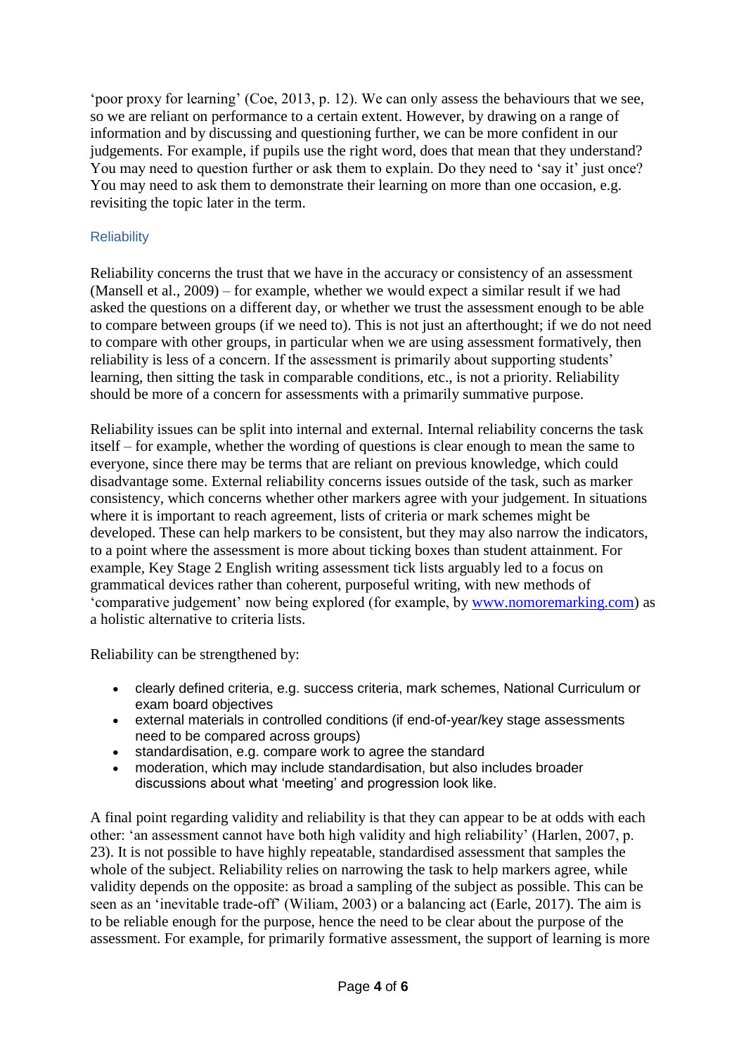'poor proxy for learning' (Coe, 2013, p. 12). We can only assess the behaviours that we see, so we are reliant on performance to a certain extent. However, by drawing on a range of information and by discussing and questioning further, we can be more confident in our judgements. For example, if pupils use the right word, does that mean that they understand? You may need to question further or ask them to explain. Do they need to 'say it' just once? You may need to ask them to demonstrate their learning on more than one occasion, e.g. revisiting the topic later in the term.

### Reliability

Reliability concerns the trust that we have in the accuracy or consistency of an assessment (Mansell et al., 2009) – for example, whether we would expect a similar result if we had asked the questions on a different day, or whether we trust the assessment enough to be able to compare between groups (if we need to). This is not just an afterthought; if we do not need to compare with other groups, in particular when we are using assessment formatively, then reliability is less of a concern. If the assessment is primarily about supporting students' learning, then sitting the task in comparable conditions, etc., is not a priority. Reliability should be more of a concern for assessments with a primarily summative purpose.

Reliability issues can be split into internal and external. Internal reliability concerns the task itself – for example, whether the wording of questions is clear enough to mean the same to everyone, since there may be terms that are reliant on previous knowledge, which could disadvantage some. External reliability concerns issues outside of the task, such as marker consistency, which concerns whether other markers agree with your judgement. In situations where it is important to reach agreement, lists of criteria or mark schemes might be developed. These can help markers to be consistent, but they may also narrow the indicators, to a point where the assessment is more about ticking boxes than student attainment. For example, Key Stage 2 English writing assessment tick lists arguably led to a focus on grammatical devices rather than coherent, purposeful writing, with new methods of 'comparative judgement' now being explored (for example, by www.nomoremarking.com) as a holistic alternative to criteria lists.

Reliability can be strengthened by:

- clearly defined criteria, e.g. success criteria, mark schemes, National Curriculum or exam board objectives
- external materials in controlled conditions (if end-of-year/key stage assessments need to be compared across groups)
- standardisation, e.g. compare work to agree the standard
- moderation, which may include standardisation, but also includes broader discussions about what 'meeting' and progression look like.

A final point regarding validity and reliability is that they can appear to be at odds with each other: 'an assessment cannot have both high validity and high reliability' (Harlen, 2007, p. 23). It is not possible to have highly repeatable, standardised assessment that samples the whole of the subject. Reliability relies on narrowing the task to help markers agree, while validity depends on the opposite: as broad a sampling of the subject as possible. This can be seen as an 'inevitable trade-off' (Wiliam, 2003) or a balancing act (Earle, 2017). The aim is to be reliable enough for the purpose, hence the need to be clear about the purpose of the assessment. For example, for primarily formative assessment, the support of learning is more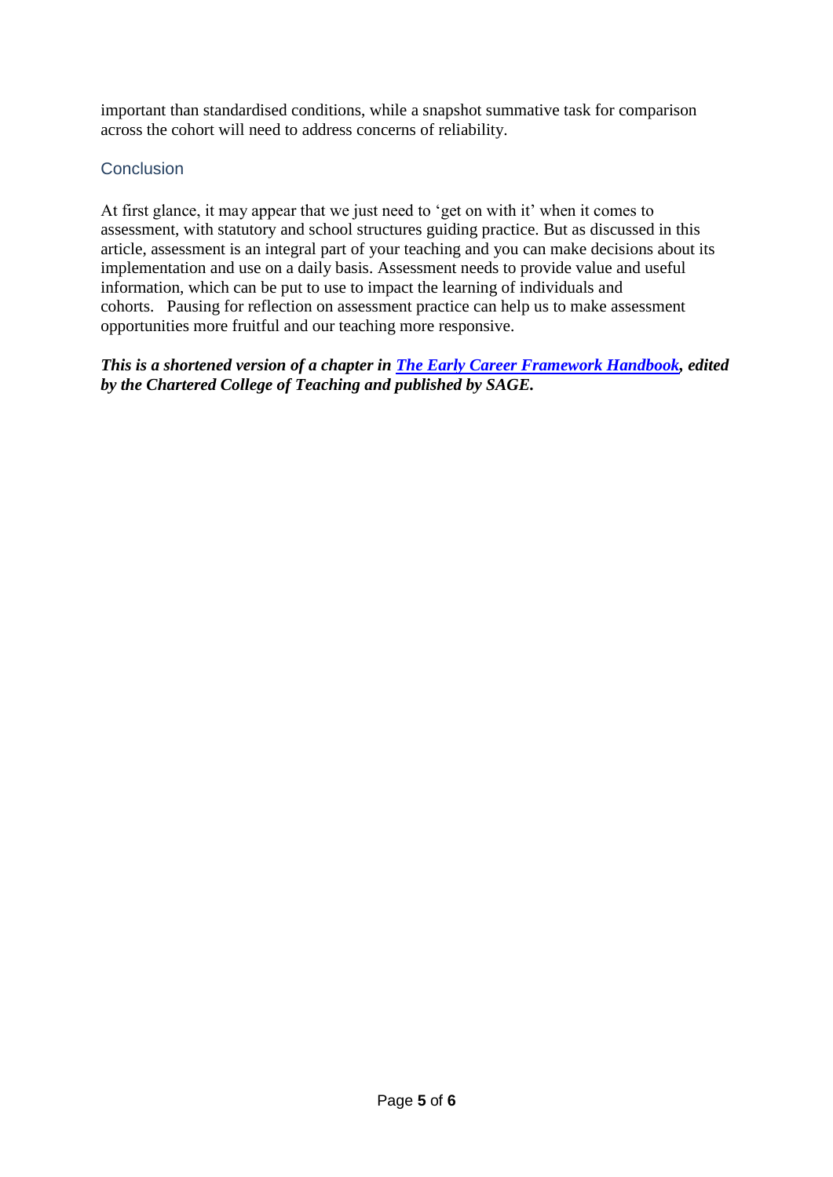important than standardised conditions, while a snapshot summative task for comparison across the cohort will need to address concerns of reliability.

## Conclusion

At first glance, it may appear that we just need to 'get on with it' when it comes to assessment, with statutory and school structures guiding practice. But as discussed in this article, assessment is an integral part of your teaching and you can make decisions about its implementation and use on a daily basis. Assessment needs to provide value and useful information, which can be put to use to impact the learning of individuals and cohorts. Pausing for reflection on assessment practice can help us to make assessment opportunities more fruitful and our teaching more responsive.

***This is a shortened version of a chapter in The Early Career Framework Handbook, edited by the Chartered College of Teaching and published by SAGE.***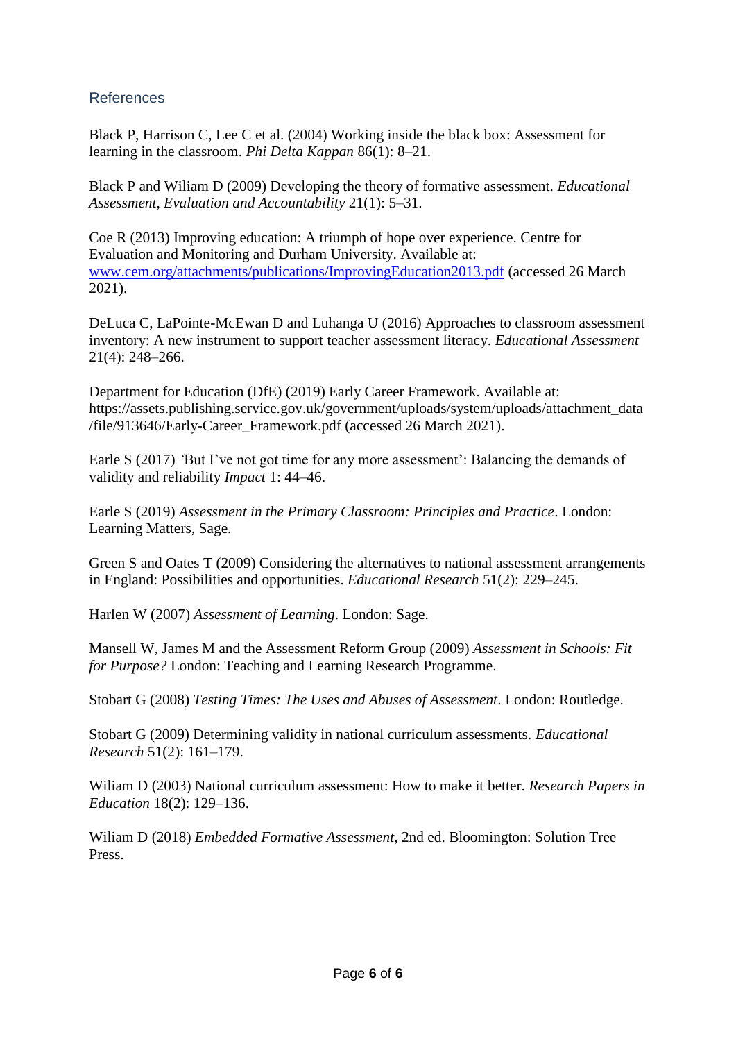## References

Black P, Harrison C, Lee C et al. (2004) Working inside the black box: Assessment for learning in the classroom. *Phi Delta Kappan* 86(1): 8–21.

Black P and Wiliam D (2009) Developing the theory of formative assessment. *Educational Assessment, Evaluation and Accountability* 21(1): 5–31.

Coe R (2013) Improving education: A triumph of hope over experience. Centre for Evaluation and Monitoring and Durham University. Available at: [www.cem.org/attachments/publications/ImprovingEducation2013.pdf](www.cem.org/attachments/publications/ImprovingEducation2013.pdf) (accessed 26 March 2021).

DeLuca C, LaPointe-McEwan D and Luhanga U (2016) Approaches to classroom assessment inventory: A new instrument to support teacher assessment literacy. *Educational Assessment* 21(4): 248–266.

Department for Education (DfE) (2019) Early Career Framework. Available at: https://assets.publishing.service.gov.uk/government/uploads/system/uploads/attachment_data/file/913646/Early-Career_Framework.pdf (accessed 26 March 2021).

Earle S (2017) 'But I've not got time for any more assessment': Balancing the demands of validity and reliability *Impact* 1: 44–46.

Earle S (2019) *Assessment in the Primary Classroom: Principles and Practice*. London: Learning Matters, Sage.

Green S and Oates T (2009) Considering the alternatives to national assessment arrangements in England: Possibilities and opportunities. *Educational Research* 51(2): 229–245.

Harlen W (2007) *Assessment of Learning*. London: Sage.

Mansell W, James M and the Assessment Reform Group (2009) *Assessment in Schools: Fit for Purpose?* London: Teaching and Learning Research Programme.

Stobart G (2008) *Testing Times: The Uses and Abuses of Assessment*. London: Routledge.

Stobart G (2009) Determining validity in national curriculum assessments. *Educational Research* 51(2): 161–179.

Wiliam D (2003) National curriculum assessment: How to make it better. *Research Papers in Education* 18(2): 129–136.

Wiliam D (2018) *Embedded Formative Assessment*, 2nd ed. Bloomington: Solution Tree Press.